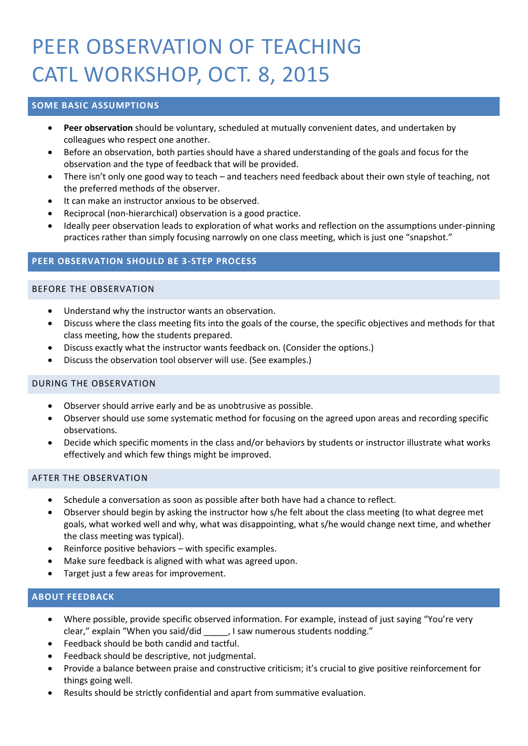# PEER OBSERVATION OF TEACHING CATL WORKSHOP, OCT. 8, 2015

## SOME BASIC ASSUMPTIONS

- **Peer observation** should be voluntary, scheduled at mutually convenient dates, and undertaken by colleagues who respect one another.
- Before an observation, both parties should have a shared understanding of the goals and focus for the observation and the type of feedback that will be provided.
- There isn't only one good way to teach – and teachers need feedback about their own style of teaching, not the preferred methods of the observer.
- It can make an instructor anxious to be observed.
- Reciprocal (non-hierarchical) observation is a good practice.
- Ideally peer observation leads to exploration of what works and reflection on the assumptions under-pinning practices rather than simply focusing narrowly on one class meeting, which is just one "snapshot."

## PEER OBSERVATION SHOULD BE 3-STEP PROCESS

### BEFORE THE OBSERVATION

- Understand why the instructor wants an observation.
- Discuss where the class meeting fits into the goals of the course, the specific objectives and methods for that class meeting, how the students prepared.
- Discuss exactly what the instructor wants feedback on. (Consider the options.)
- Discuss the observation tool observer will use. (See examples.)

### DURING THE OBSERVATION

- Observer should arrive early and be as unobtrusive as possible.
- Observer should use some systematic method for focusing on the agreed upon areas and recording specific observations.
- Decide which specific moments in the class and/or behaviors by students or instructor illustrate what works effectively and which few things might be improved.

### AFTER THE OBSERVATION

- Schedule a conversation as soon as possible after both have had a chance to reflect.
- Observer should begin by asking the instructor how s/he felt about the class meeting (to what degree met goals, what worked well and why, what was disappointing, what s/he would change next time, and whether the class meeting was typical).
- Reinforce positive behaviors – with specific examples.
- Make sure feedback is aligned with what was agreed upon.
- Target just a few areas for improvement.

## ABOUT FEEDBACK

- Where possible, provide specific observed information. For example, instead of just saying "You're very clear," explain "When you said/did _____, I saw numerous students nodding."
- Feedback should be both candid and tactful.
- Feedback should be descriptive, not judgmental.
- Provide a balance between praise and constructive criticism; it's crucial to give positive reinforcement for things going well.
- Results should be strictly confidential and apart from summative evaluation.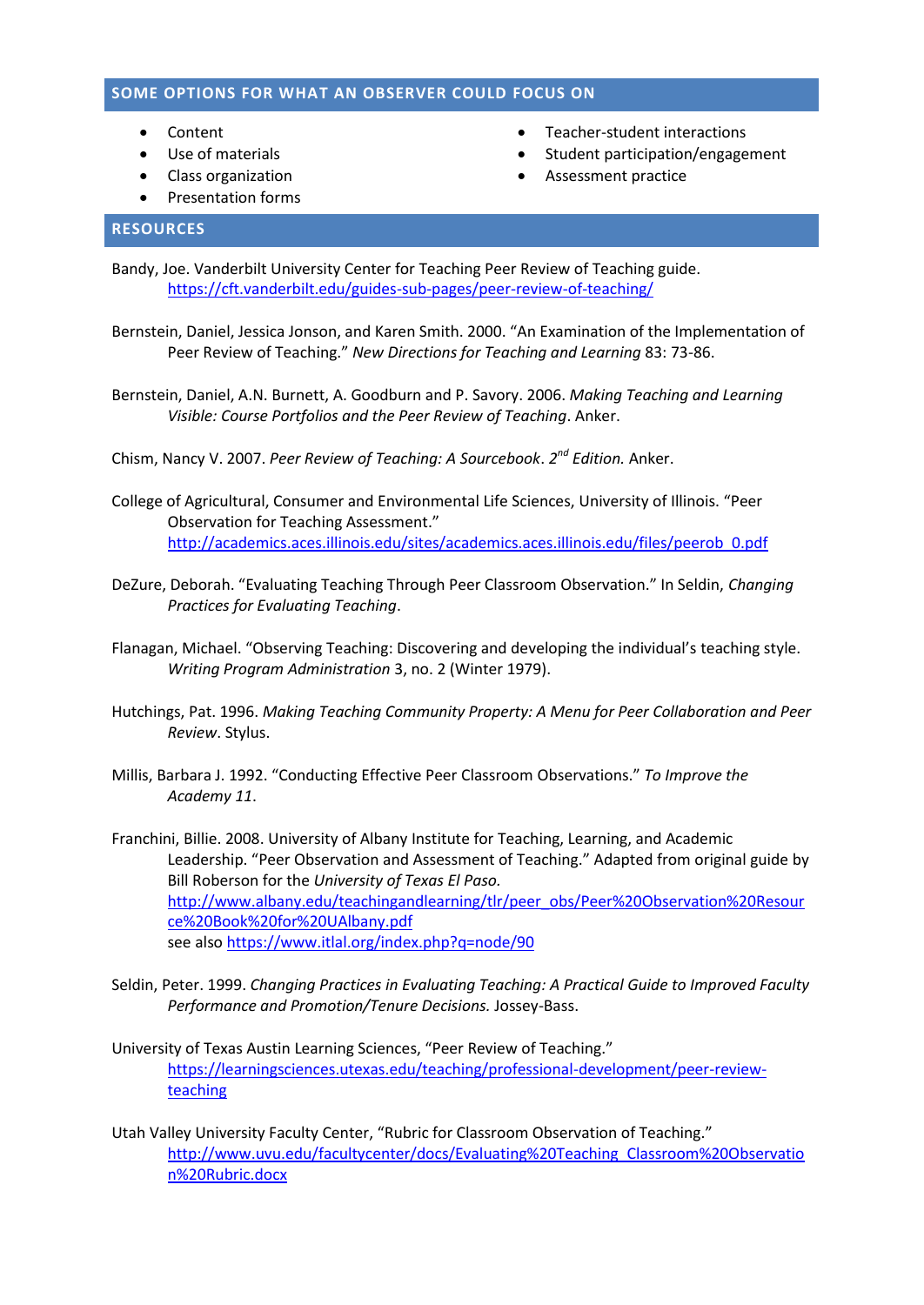## SOME OPTIONS FOR WHAT AN OBSERVER COULD FOCUS ON

- Content
- Use of materials
- Class organization
- Presentation forms
- Teacher-student interactions
- Student participation/engagement
- Assessment practice

## RESOURCES

Bandy, Joe. Vanderbilt University Center for Teaching Peer Review of Teaching guide. https://cft.vanderbilt.edu/guides-sub-pages/peer-review-of-teaching/

Bernstein, Daniel, Jessica Jonson, and Karen Smith. 2000. "An Examination of the Implementation of Peer Review of Teaching." *New Directions for Teaching and Learning* 83: 73-86.

Bernstein, Daniel, A.N. Burnett, A. Goodburn and P. Savory. 2006. *Making Teaching and Learning Visible: Course Portfolios and the Peer Review of Teaching*. Anker.

Chism, Nancy V. 2007. *Peer Review of Teaching: A Sourcebook*. *2nd Edition.* Anker.

College of Agricultural, Consumer and Environmental Life Sciences, University of Illinois. "Peer Observation for Teaching Assessment." http://academics.aces.illinois.edu/sites/academics.aces.illinois.edu/files/peerob_0.pdf

DeZure, Deborah. "Evaluating Teaching Through Peer Classroom Observation." In Seldin, *Changing Practices for Evaluating Teaching*.

Flanagan, Michael. "Observing Teaching: Discovering and developing the individual's teaching style. *Writing Program Administration* 3, no. 2 (Winter 1979).

Hutchings, Pat. 1996. *Making Teaching Community Property: A Menu for Peer Collaboration and Peer Review*. Stylus.

Millis, Barbara J. 1992. "Conducting Effective Peer Classroom Observations." *To Improve the Academy 11*.

Franchini, Billie. 2008. University of Albany Institute for Teaching, Learning, and Academic Leadership. "Peer Observation and Assessment of Teaching." Adapted from original guide by Bill Roberson for the *University of Texas El Paso.* http://www.albany.edu/teachingandlearning/tlr/peer_obs/Peer%20Observation%20Resource%20Book%20for%20UAlbany.pdf see also https://www.itlal.org/index.php?q=node/90

Seldin, Peter. 1999. *Changing Practices in Evaluating Teaching: A Practical Guide to Improved Faculty Performance and Promotion/Tenure Decisions.* Jossey-Bass.

University of Texas Austin Learning Sciences, "Peer Review of Teaching." https://learningsciences.utexas.edu/teaching/professional-development/peer-review-teaching

Utah Valley University Faculty Center, "Rubric for Classroom Observation of Teaching." http://www.uvu.edu/facultycenter/docs/Evaluating%20Teaching_Classroom%20Observation%20Rubric.docx